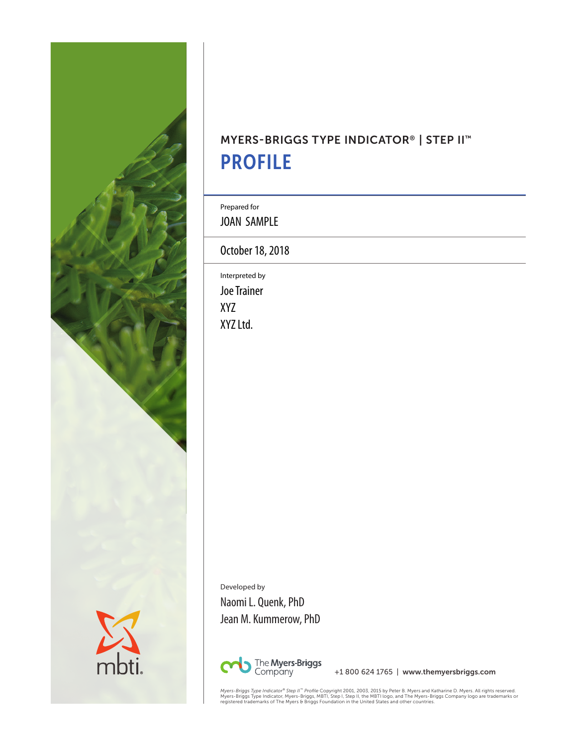MYERS-BRIGGS TYPE INDICATOR® | STEP II™

# PROFILE

Prepared for

JOAN SAMPLE

October 18, 2018

Interpreted by

Joe Trainer
XYZ
XYZ Ltd.

Developed by

Naomi L. Quenk, PhD
Jean M. Kummerow, PhD

The Myers-Briggs Company

+1 800 624 1765 | www.themyersbriggs.com

*Myers-Briggs Type Indicator® Step II™ Profile* Copyright 2001, 2003, 2015 by Peter B. Myers and Katharine D. Myers. All rights reserved. Myers-Briggs Type Indicator, Myers-Briggs, MBTI, Step I, Step II, the MBTI logo, and The Myers-Briggs Company logo are trademarks or registered trademarks of The Myers & Briggs Foundation in the United States and other countries.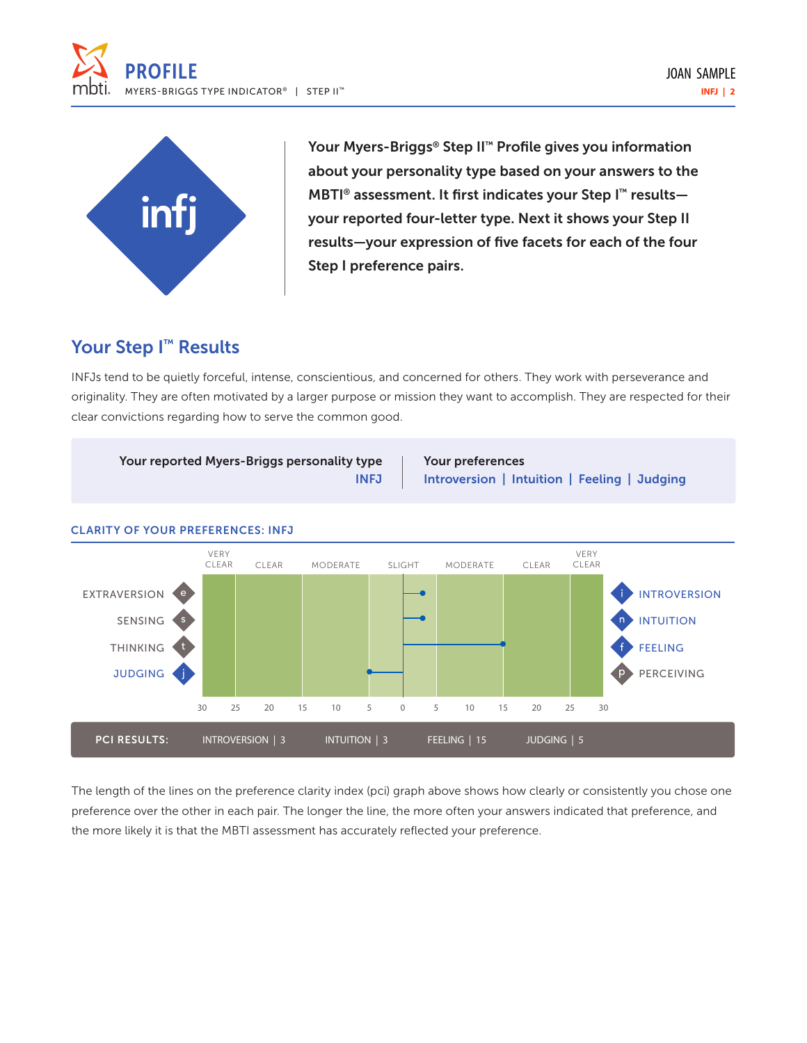# PROFILE

MYERS-BRIGGS TYPE INDICATOR® | STEP II™

infj

**Your Myers-Briggs® Step II™ Profile gives you information about your personality type based on your answers to the MBTI® assessment. It first indicates your Step I™ results—your reported four-letter type. Next it shows your Step II results—your expression of five facets for each of the four Step I preference pairs.**

## Your Step I™ Results

INFJs tend to be quietly forceful, intense, conscientious, and concerned for others. They work with perseverance and originality. They are often motivated by a larger purpose or mission they want to accomplish. They are respected for their clear convictions regarding how to serve the common good.

| Your reported Myers-Briggs personality type | Your preferences |
|---|---|
| INFJ | Introversion \| Intuition \| Feeling \| Judging |

### CLARITY OF YOUR PREFERENCES: INFJ

| | VERY CLEAR | CLEAR | MODERATE | SLIGHT | MODERATE | CLEAR | VERY CLEAR | |
|---|---|---|---|---|---|---|---|---|
| EXTRAVERSION (e) | | | | | | | | INTROVERSION (i) |
| SENSING (s) | | | | | | | | INTUITION (n) |
| THINKING (t) | | | | | | | | FEELING (f) |
| JUDGING (j) | | | | | | | | PERCEIVING (p) |

30 25 20 15 10 5 0 5 10 15 20 25 30

**PCI RESULTS:** INTROVERSION | 3 INTUITION | 3 FEELING | 15 JUDGING | 5

The length of the lines on the preference clarity index (pci) graph above shows how clearly or consistently you chose one preference over the other in each pair. The longer the line, the more often your answers indicated that preference, and the more likely it is that the MBTI assessment has accurately reflected your preference.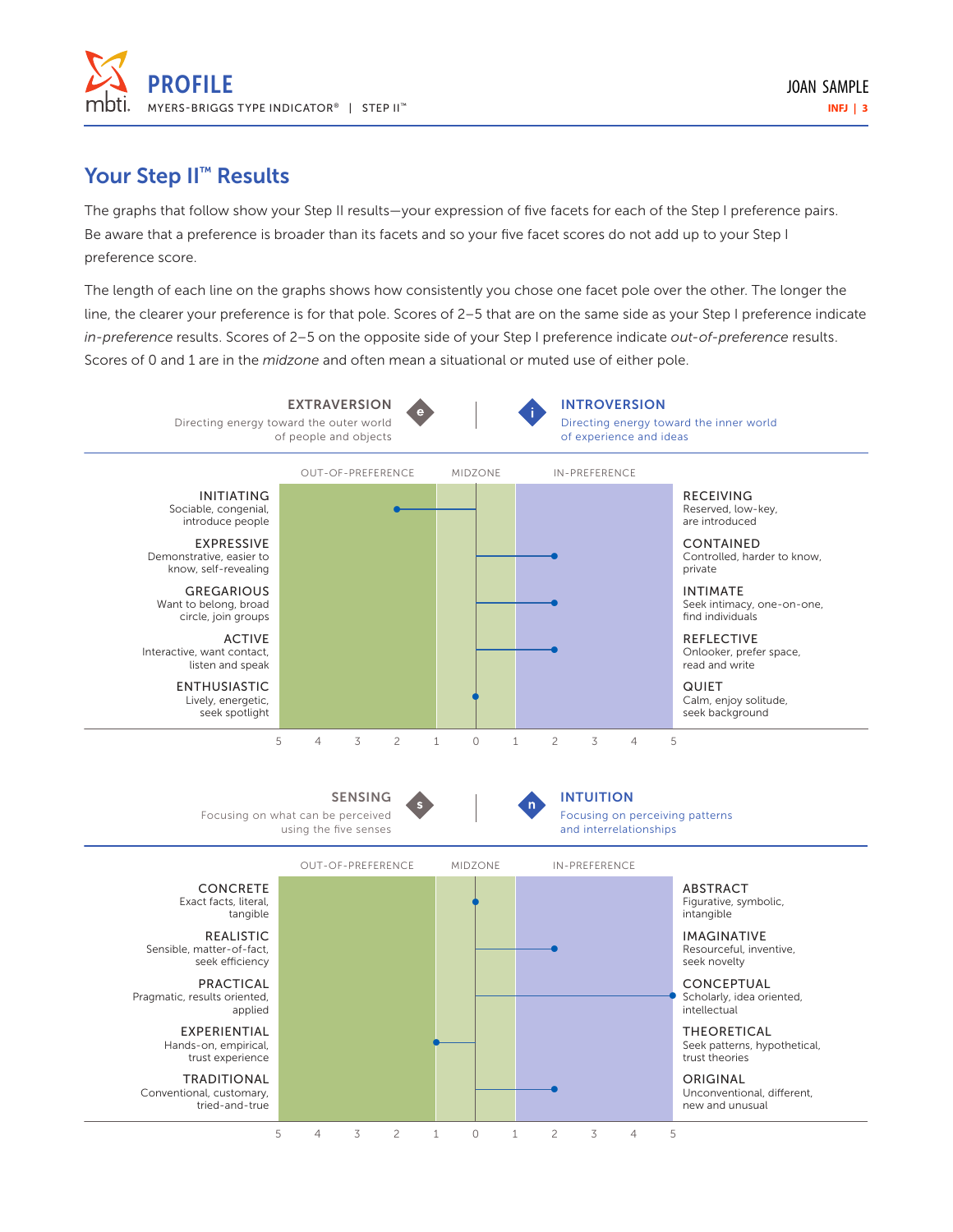## Your Step II™ Results

The graphs that follow show your Step II results—your expression of five facets for each of the Step I preference pairs. Be aware that a preference is broader than its facets and so your five facet scores do not add up to your Step I preference score.

The length of each line on the graphs shows how consistently you chose one facet pole over the other. The longer the line, the clearer your preference is for that pole. Scores of 2–5 that are on the same side as your Step I preference indicate *in-preference* results. Scores of 2–5 on the opposite side of your Step I preference indicate *out-of-preference* results. Scores of 0 and 1 are in the *midzone* and often mean a situational or muted use of either pole.

**EXTRAVERSION** (e) — Directing energy toward the outer world of people and objects

**INTROVERSION** (i) — Directing energy toward the inner world of experience and ideas

| Facet (E) | Description | Score | Facet (I) | Description |
|---|---|---|---|---|
| INITIATING | Sociable, congenial, introduce people | 2 (Out-of-preference) | RECEIVING | Reserved, low-key, are introduced |
| EXPRESSIVE | Demonstrative, easier to know, self-revealing | 2 (In-preference) | CONTAINED | Controlled, harder to know, private |
| GREGARIOUS | Want to belong, broad circle, join groups | 2 (In-preference) | INTIMATE | Seek intimacy, one-on-one, find individuals |
| ACTIVE | Interactive, want contact, listen and speak | 2 (In-preference) | REFLECTIVE | Onlooker, prefer space, read and write |
| ENTHUSIASTIC | Lively, energetic, seek spotlight | 0 (Midzone) | QUIET | Calm, enjoy solitude, seek background |

Scale: 5 4 3 2 1 0 1 2 3 4 5 (OUT-OF-PREFERENCE | MIDZONE | IN-PREFERENCE)

**SENSING** (s) — Focusing on what can be perceived using the five senses

**INTUITION** (n) — Focusing on perceiving patterns and interrelationships

| Facet (S) | Description | Score | Facet (N) | Description |
|---|---|---|---|---|
| CONCRETE | Exact facts, literal, tangible | 0 (Midzone) | ABSTRACT | Figurative, symbolic, intangible |
| REALISTIC | Sensible, matter-of-fact, seek efficiency | 2 (In-preference) | IMAGINATIVE | Resourceful, inventive, seek novelty |
| PRACTICAL | Pragmatic, results oriented, applied | 5 (In-preference) | CONCEPTUAL | Scholarly, idea oriented, intellectual |
| EXPERIENTIAL | Hands-on, empirical, trust experience | 1 (Midzone) | THEORETICAL | Seek patterns, hypothetical, trust theories |
| TRADITIONAL | Conventional, customary, tried-and-true | 2 (In-preference) | ORIGINAL | Unconventional, different, new and unusual |

Scale: 5 4 3 2 1 0 1 2 3 4 5 (OUT-OF-PREFERENCE | MIDZONE | IN-PREFERENCE)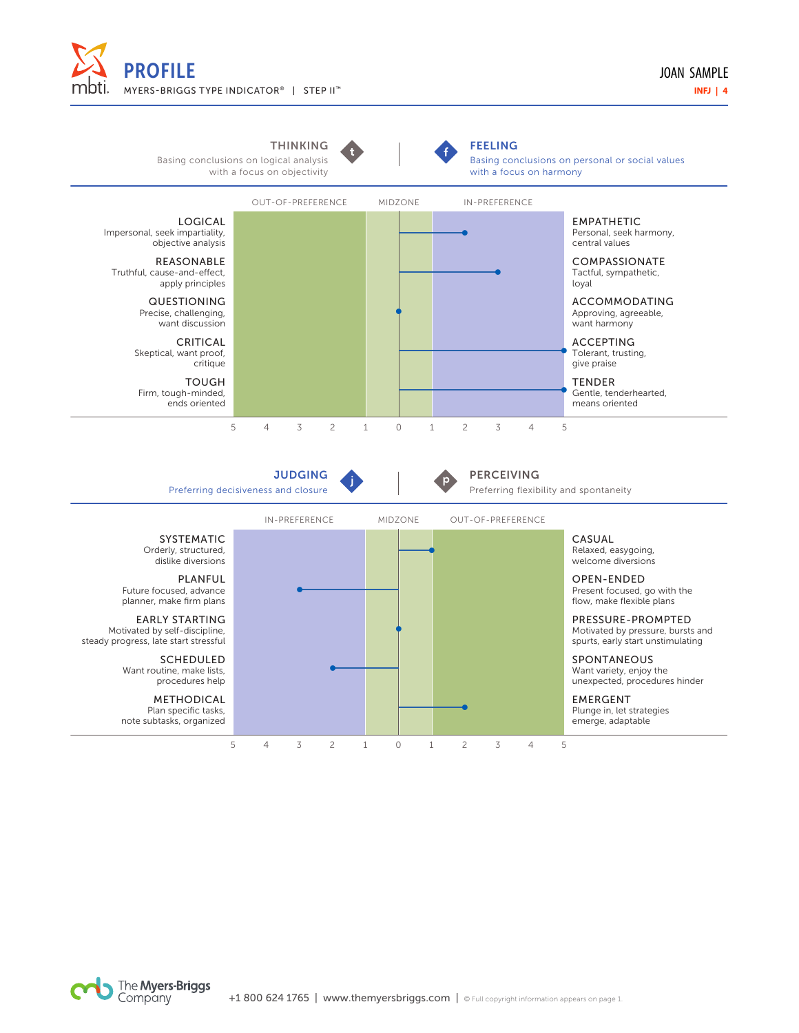# PROFILE

MYERS-BRIGGS TYPE INDICATOR® | STEP II™

JOAN SAMPLE

INFJ | 4

## THINKING (t) | FEELING (f)

**THINKING** — Basing conclusions on logical analysis with a focus on objectivity

**FEELING** — Basing conclusions on personal or social values with a focus on harmony

OUT-OF-PREFERENCE | MIDZONE | IN-PREFERENCE

| Thinking Facet | Feeling Facet | Score |
|---|---|---|
| **LOGICAL** Impersonal, seek impartiality, objective analysis | **EMPATHETIC** Personal, seek harmony, central values | 2 |
| **REASONABLE** Truthful, cause-and-effect, apply principles | **COMPASSIONATE** Tactful, sympathetic, loyal | 3 |
| **QUESTIONING** Precise, challenging, want discussion | **ACCOMMODATING** Approving, agreeable, want harmony | 0 |
| **CRITICAL** Skeptical, want proof, critique | **ACCEPTING** Tolerant, trusting, give praise | 5 |
| **TOUGH** Firm, tough-minded, ends oriented | **TENDER** Gentle, tenderhearted, means oriented | 5 |

5 4 3 2 1 0 1 2 3 4 5

## JUDGING (j) | PERCEIVING (p)

**JUDGING** — Preferring decisiveness and closure

**PERCEIVING** — Preferring flexibility and spontaneity

IN-PREFERENCE | MIDZONE | OUT-OF-PREFERENCE

| Judging Facet | Perceiving Facet | Score |
|---|---|---|
| **SYSTEMATIC** Orderly, structured, dislike diversions | **CASUAL** Relaxed, easygoing, welcome diversions | 1 |
| **PLANFUL** Future focused, advance planner, make firm plans | **OPEN-ENDED** Present focused, go with the flow, make flexible plans | 3 |
| **EARLY STARTING** Motivated by self-discipline, steady progress, late start stressful | **PRESSURE-PROMPTED** Motivated by pressure, bursts and spurts, early start unstimulating | 0 |
| **SCHEDULED** Want routine, make lists, procedures help | **SPONTANEOUS** Want variety, enjoy the unexpected, procedures hinder | 2 |
| **METHODICAL** Plan specific tasks, note subtasks, organized | **EMERGENT** Plunge in, let strategies emerge, adaptable | 2 |

5 4 3 2 1 0 1 2 3 4 5

The Myers-Briggs Company

+1 800 624 1765 | www.themyersbriggs.com | © Full copyright information appears on page 1.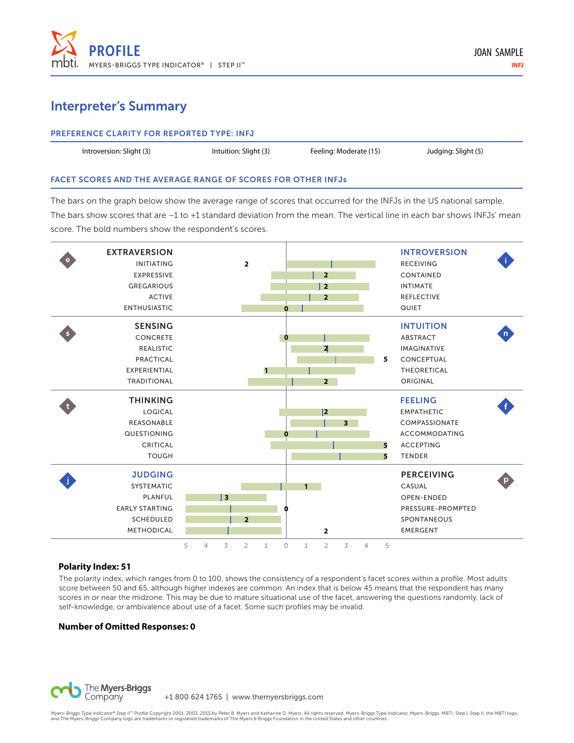# PROFILE

MYERS-BRIGGS TYPE INDICATOR® | STEP II™

JOAN SAMPLE
INFJ

## Interpreter's Summary

### PREFERENCE CLARITY FOR REPORTED TYPE: INFJ

Introversion: Slight (3)    Intuition: Slight (3)    Feeling: Moderate (15)    Judging: Slight (5)

### FACET SCORES AND THE AVERAGE RANGE OF SCORES FOR OTHER INFJs

The bars on the graph below show the average range of scores that occurred for the INFJs in the US national sample. The bars show scores that are –1 to +1 standard deviation from the mean. The vertical line in each bar shows INFJs' mean score. The bold numbers show the respondent's scores.

e EXTRAVERSION — INTROVERSION i

INITIATING **2** RECEIVING

EXPRESSIVE **2** CONTAINED

GREGARIOUS **2** INTIMATE

ACTIVE **2** REFLECTIVE

ENTHUSIASTIC **0** QUIET

s SENSING — INTUITION n

CONCRETE **0** ABSTRACT

REALISTIC **2** IMAGINATIVE

PRACTICAL **5** CONCEPTUAL

EXPERIENTIAL **1** THEORETICAL

TRADITIONAL **2** ORIGINAL

t THINKING — FEELING f

LOGICAL **2** EMPATHETIC

REASONABLE **3** COMPASSIONATE

QUESTIONING **0** ACCOMMODATING

CRITICAL **5** ACCEPTING

TOUGH **5** TENDER

j JUDGING — PERCEIVING p

SYSTEMATIC **1** CASUAL

PLANFUL **3** OPEN-ENDED

EARLY STARTING **0** PRESSURE-PROMPTED

SCHEDULED **2** SPONTANEOUS

METHODICAL **2** EMERGENT

5 4 3 2 1 0 1 2 3 4 5

**Polarity Index: 51**

The polarity index, which ranges from 0 to 100, shows the consistency of a respondent's facet scores within a profile. Most adults score between 50 and 65, although higher indexes are common. An index that is below 45 means that the respondent has many scores in or near the midzone. This may be due to mature situational use of the facet, answering the questions randomly, lack of self-knowledge, or ambivalence about use of a facet. Some such profiles may be invalid.

**Number of Omitted Responses: 0**

The Myers-Briggs Company    +1 800 624 1765 | www.themyersbriggs.com

*Myers-Briggs Type Indicator® Step II™ Profile* Copyright 2001, 2003, 2015 by Peter B. Myers and Katharine D. Myers. All rights reserved. Myers-Briggs Type Indicator, Myers-Briggs, MBTI, Step I, Step II, the MBTI logo, and The Myers-Briggs Company logo are trademarks or registered trademarks of The Myers & Briggs Foundation in the United States and other countries.